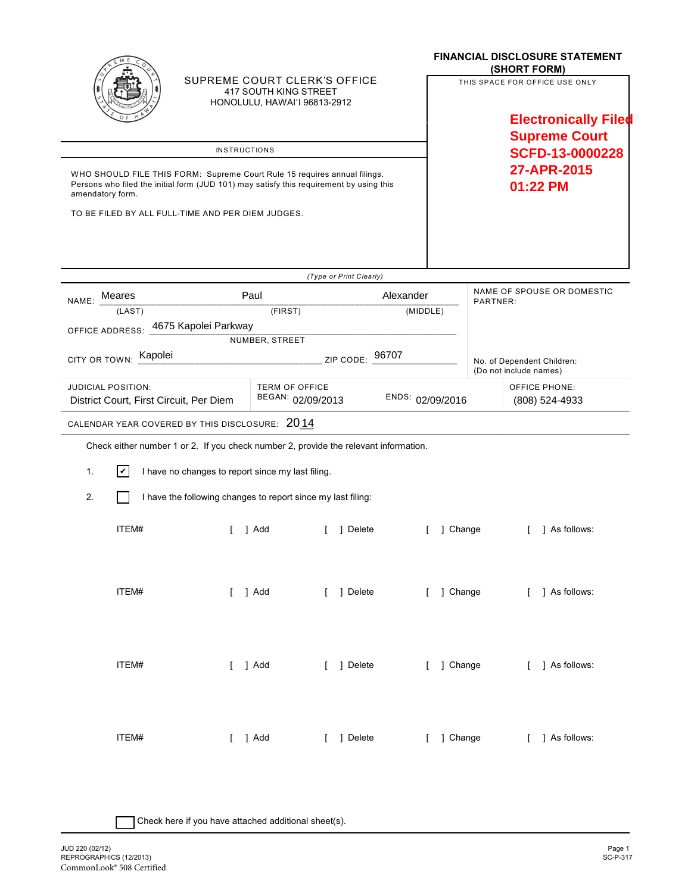**SUPREME COURT CLERK'S OFFICE**
417 SOUTH KING STREET
HONOLULU, HAWAI'I 96813-2912

# FINANCIAL DISCLOSURE STATEMENT (SHORT FORM)

THIS SPACE FOR OFFICE USE ONLY

**Electronically Filed**
**Supreme Court**
**SCFD-13-0000228**
**27-APR-2015**
**01:22 PM**

## INSTRUCTIONS

WHO SHOULD FILE THIS FORM: Supreme Court Rule 15 requires annual filings. Persons who filed the initial form (JUD 101) may satisfy this requirement by using this amendatory form.

TO BE FILED BY ALL FULL-TIME AND PER DIEM JUDGES.

*(Type or Print Clearly)*

NAME: Meares (LAST) Paul (FIRST) Alexander (MIDDLE)

NAME OF SPOUSE OR DOMESTIC PARTNER:

OFFICE ADDRESS: 4675 Kapolei Parkway (NUMBER, STREET)

CITY OR TOWN: Kapolei ZIP CODE: 96707

No. of Dependent Children: (Do not include names)

| JUDICIAL POSITION: | TERM OF OFFICE BEGAN: | ENDS: | OFFICE PHONE: |
|---|---|---|---|
| District Court, First Circuit, Per Diem | 02/09/2013 | 02/09/2016 | (808) 524-4933 |

CALENDAR YEAR COVERED BY THIS DISCLOSURE: 2014

Check either number 1 or 2. If you check number 2, provide the relevant information.

1. [✔] I have no changes to report since my last filing.
2. [ ] I have the following changes to report since my last filing:

ITEM# [ ] Add [ ] Delete [ ] Change [ ] As follows:

ITEM# [ ] Add [ ] Delete [ ] Change [ ] As follows:

ITEM# [ ] Add [ ] Delete [ ] Change [ ] As follows:

ITEM# [ ] Add [ ] Delete [ ] Change [ ] As follows:

[ ] Check here if you have attached additional sheet(s).

JUD 220 (02/12)
REPROGRAPHICS (12/2013)
CommonLook® 508 Certified

SC-P-317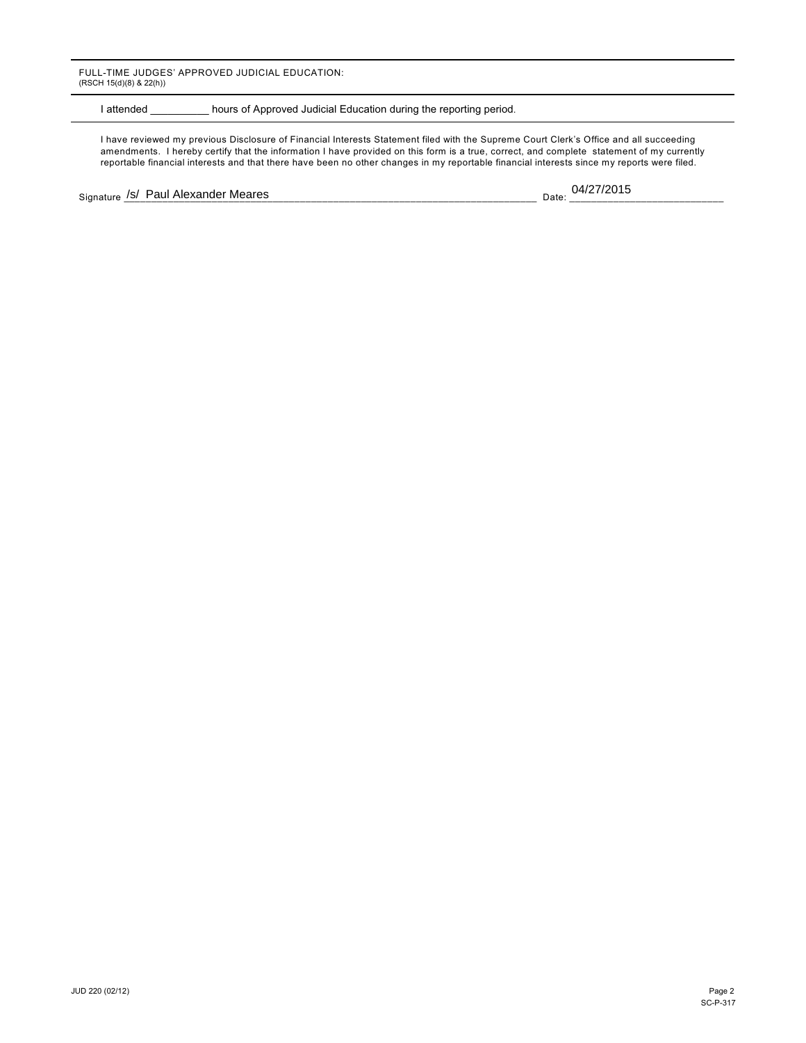FULL-TIME JUDGES' APPROVED JUDICIAL EDUCATION:
(RSCH 15(d)(8) & 22(h))

I attended __________ hours of Approved Judicial Education during the reporting period.

I have reviewed my previous Disclosure of Financial Interests Statement filed with the Supreme Court Clerk's Office and all succeeding amendments. I hereby certify that the information I have provided on this form is a true, correct, and complete statement of my currently reportable financial interests and that there have been no other changes in my reportable financial interests since my reports were filed.

Signature /s/ Paul Alexander Meares Date: 04/27/2015

JUD 220 (02/12)

SC-P-317